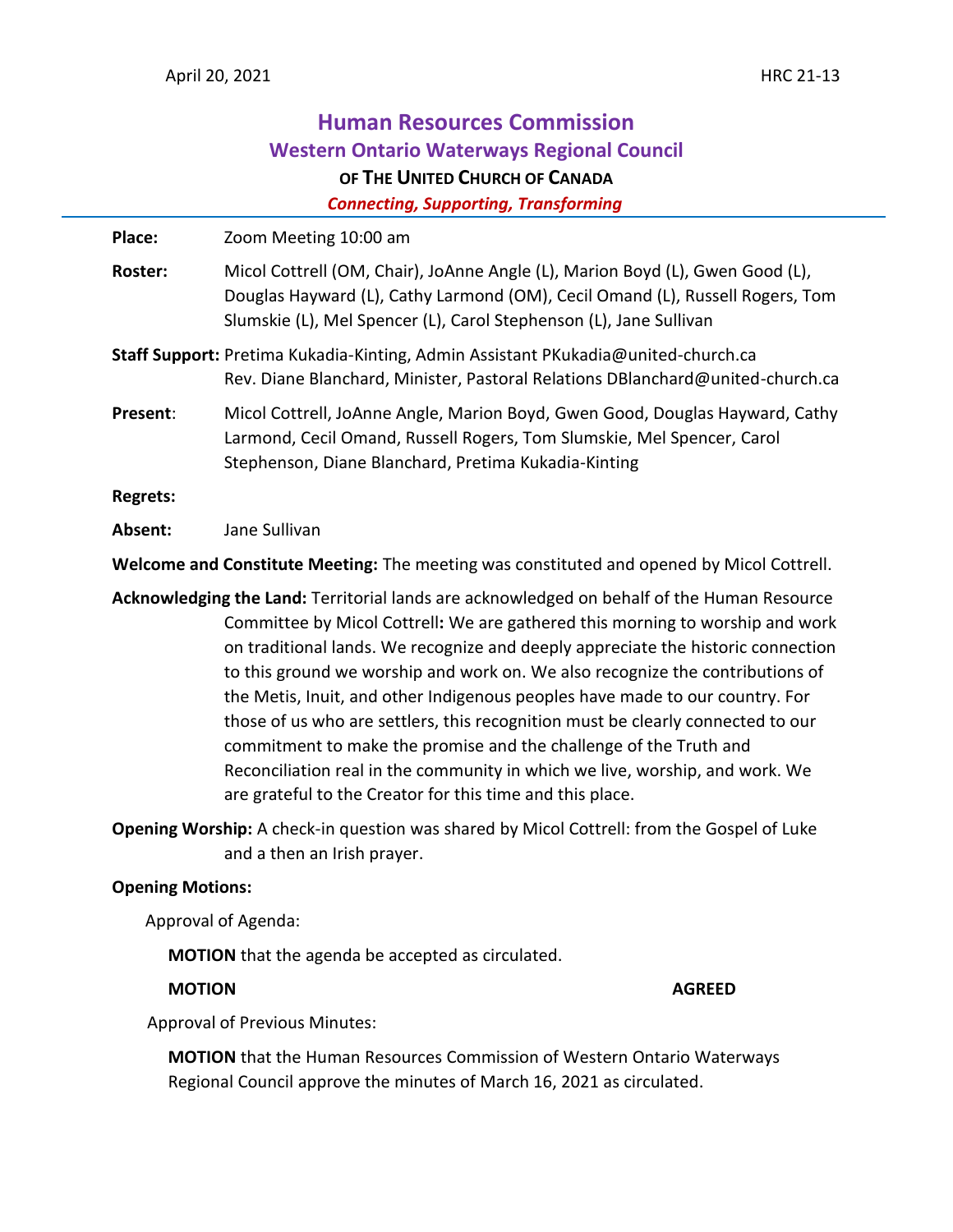April 20, 2021 HRC 21-13

# Human Resources Commission
## Western Ontario Waterways Regional Council
### OF THE UNITED CHURCH OF CANADA
*Connecting, Supporting, Transforming*

---

**Place:** Zoom Meeting 10:00 am

**Roster:** Micol Cottrell (OM, Chair), JoAnne Angle (L), Marion Boyd (L), Gwen Good (L), Douglas Hayward (L), Cathy Larmond (OM), Cecil Omand (L), Russell Rogers, Tom Slumskie (L), Mel Spencer (L), Carol Stephenson (L), Jane Sullivan

**Staff Support:** Pretima Kukadia-Kinting, Admin Assistant PKukadia@united-church.ca
Rev. Diane Blanchard, Minister, Pastoral Relations DBlanchard@united-church.ca

**Present**: Micol Cottrell, JoAnne Angle, Marion Boyd, Gwen Good, Douglas Hayward, Cathy Larmond, Cecil Omand, Russell Rogers, Tom Slumskie, Mel Spencer, Carol Stephenson, Diane Blanchard, Pretima Kukadia-Kinting

**Regrets:**

**Absent:** Jane Sullivan

**Welcome and Constitute Meeting:** The meeting was constituted and opened by Micol Cottrell.

**Acknowledging the Land:** Territorial lands are acknowledged on behalf of the Human Resource Committee by Micol Cottrell**:** We are gathered this morning to worship and work on traditional lands. We recognize and deeply appreciate the historic connection to this ground we worship and work on. We also recognize the contributions of the Metis, Inuit, and other Indigenous peoples have made to our country. For those of us who are settlers, this recognition must be clearly connected to our commitment to make the promise and the challenge of the Truth and Reconciliation real in the community in which we live, worship, and work. We are grateful to the Creator for this time and this place.

**Opening Worship:** A check-in question was shared by Micol Cottrell: from the Gospel of Luke and a then an Irish prayer.

**Opening Motions:**

Approval of Agenda:

**MOTION** that the agenda be accepted as circulated.

**MOTION** **AGREED**

Approval of Previous Minutes:

**MOTION** that the Human Resources Commission of Western Ontario Waterways Regional Council approve the minutes of March 16, 2021 as circulated.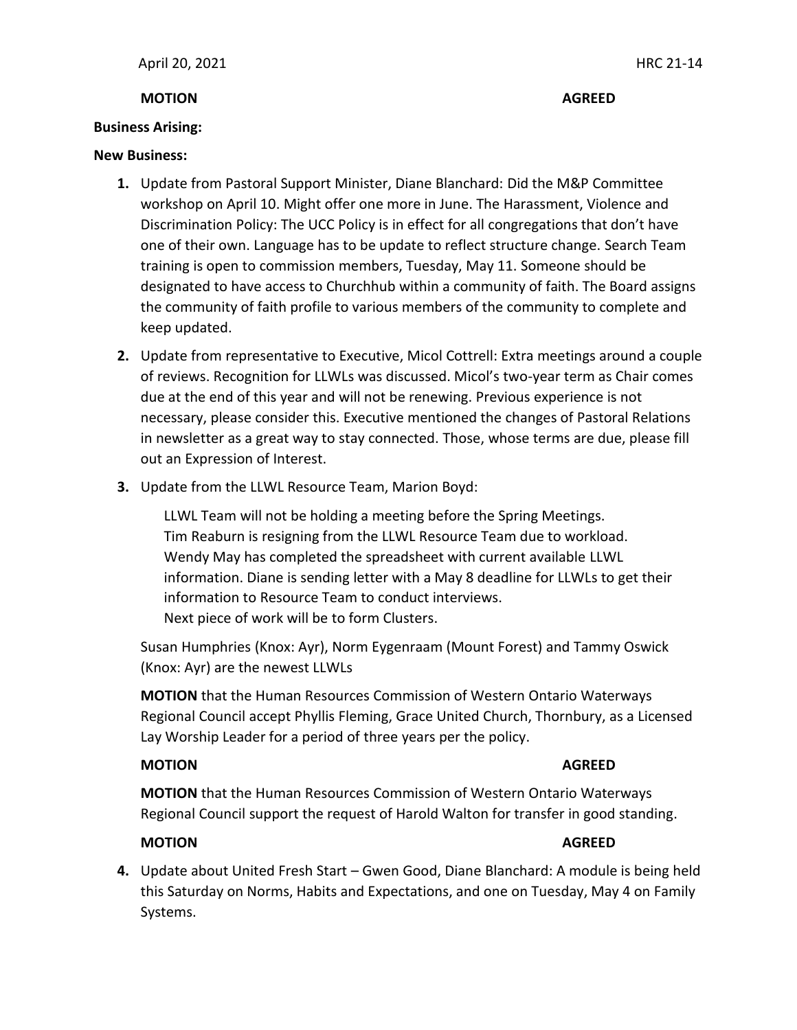**MOTION** **AGREED**

**Business Arising:**

**New Business:**

1. Update from Pastoral Support Minister, Diane Blanchard: Did the M&P Committee workshop on April 10. Might offer one more in June. The Harassment, Violence and Discrimination Policy: The UCC Policy is in effect for all congregations that don't have one of their own. Language has to be update to reflect structure change. Search Team training is open to commission members, Tuesday, May 11. Someone should be designated to have access to Churchhub within a community of faith. The Board assigns the community of faith profile to various members of the community to complete and keep updated.

2. Update from representative to Executive, Micol Cottrell: Extra meetings around a couple of reviews. Recognition for LLWLs was discussed. Micol's two-year term as Chair comes due at the end of this year and will not be renewing. Previous experience is not necessary, please consider this. Executive mentioned the changes of Pastoral Relations in newsletter as a great way to stay connected. Those, whose terms are due, please fill out an Expression of Interest.

3. Update from the LLWL Resource Team, Marion Boyd:

   LLWL Team will not be holding a meeting before the Spring Meetings.
   Tim Reaburn is resigning from the LLWL Resource Team due to workload.
   Wendy May has completed the spreadsheet with current available LLWL information. Diane is sending letter with a May 8 deadline for LLWLs to get their information to Resource Team to conduct interviews.
   Next piece of work will be to form Clusters.

   Susan Humphries (Knox: Ayr), Norm Eygenraam (Mount Forest) and Tammy Oswick (Knox: Ayr) are the newest LLWLs

   **MOTION** that the Human Resources Commission of Western Ontario Waterways Regional Council accept Phyllis Fleming, Grace United Church, Thornbury, as a Licensed Lay Worship Leader for a period of three years per the policy.

   **MOTION** **AGREED**

   **MOTION** that the Human Resources Commission of Western Ontario Waterways Regional Council support the request of Harold Walton for transfer in good standing.

   **MOTION** **AGREED**

4. Update about United Fresh Start – Gwen Good, Diane Blanchard: A module is being held this Saturday on Norms, Habits and Expectations, and one on Tuesday, May 4 on Family Systems.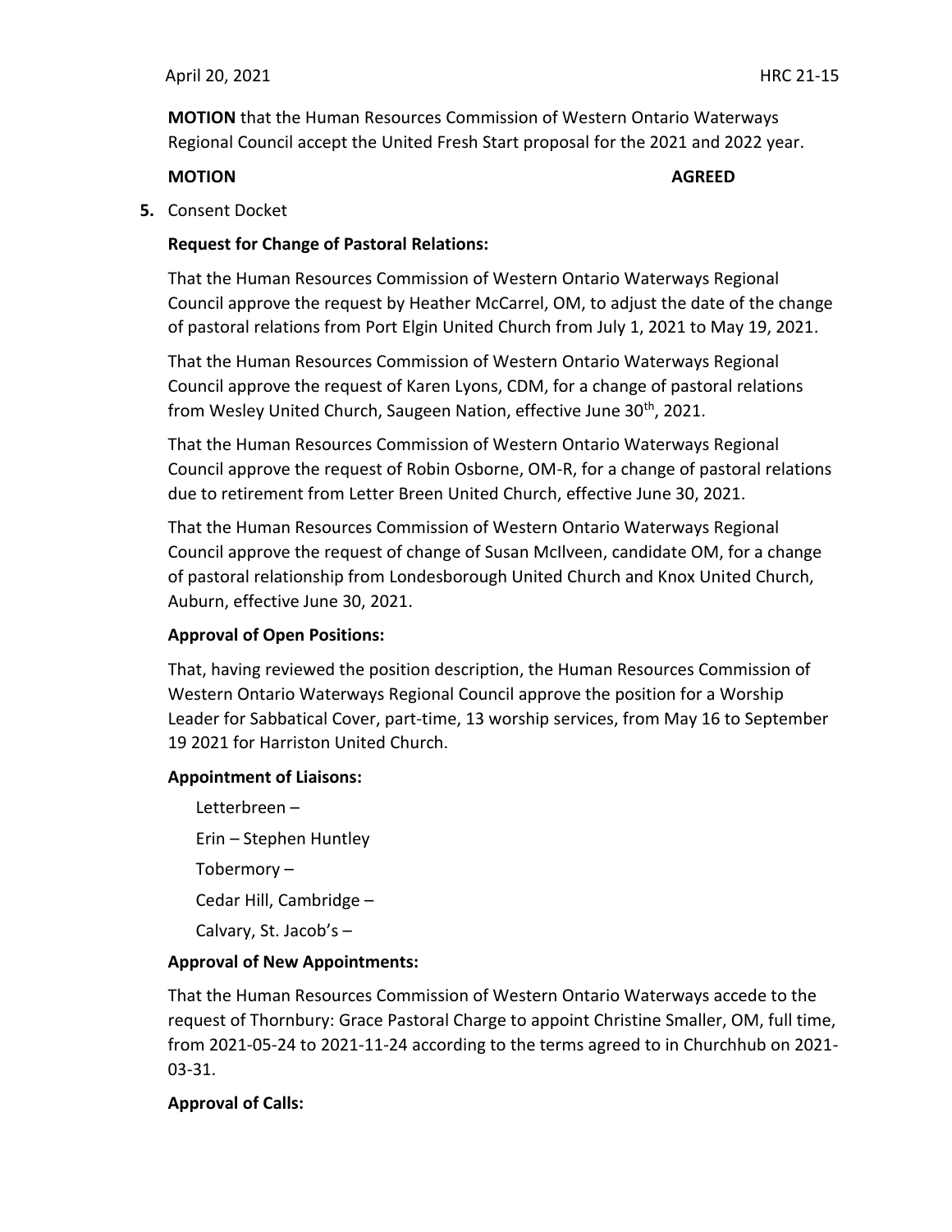**MOTION** that the Human Resources Commission of Western Ontario Waterways Regional Council accept the United Fresh Start proposal for the 2021 and 2022 year.

**MOTION** **AGREED**

**5.** Consent Docket

**Request for Change of Pastoral Relations:**

That the Human Resources Commission of Western Ontario Waterways Regional Council approve the request by Heather McCarrel, OM, to adjust the date of the change of pastoral relations from Port Elgin United Church from July 1, 2021 to May 19, 2021.

That the Human Resources Commission of Western Ontario Waterways Regional Council approve the request of Karen Lyons, CDM, for a change of pastoral relations from Wesley United Church, Saugeen Nation, effective June 30th, 2021.

That the Human Resources Commission of Western Ontario Waterways Regional Council approve the request of Robin Osborne, OM-R, for a change of pastoral relations due to retirement from Letter Breen United Church, effective June 30, 2021.

That the Human Resources Commission of Western Ontario Waterways Regional Council approve the request of change of Susan McIlveen, candidate OM, for a change of pastoral relationship from Londesborough United Church and Knox United Church, Auburn, effective June 30, 2021.

**Approval of Open Positions:**

That, having reviewed the position description, the Human Resources Commission of Western Ontario Waterways Regional Council approve the position for a Worship Leader for Sabbatical Cover, part-time, 13 worship services, from May 16 to September 19 2021 for Harriston United Church.

**Appointment of Liaisons:**

Letterbreen –

Erin – Stephen Huntley

Tobermory –

Cedar Hill, Cambridge –

Calvary, St. Jacob's –

**Approval of New Appointments:**

That the Human Resources Commission of Western Ontario Waterways accede to the request of Thornbury: Grace Pastoral Charge to appoint Christine Smaller, OM, full time, from 2021-05-24 to 2021-11-24 according to the terms agreed to in Churchhub on 2021-03-31.

**Approval of Calls:**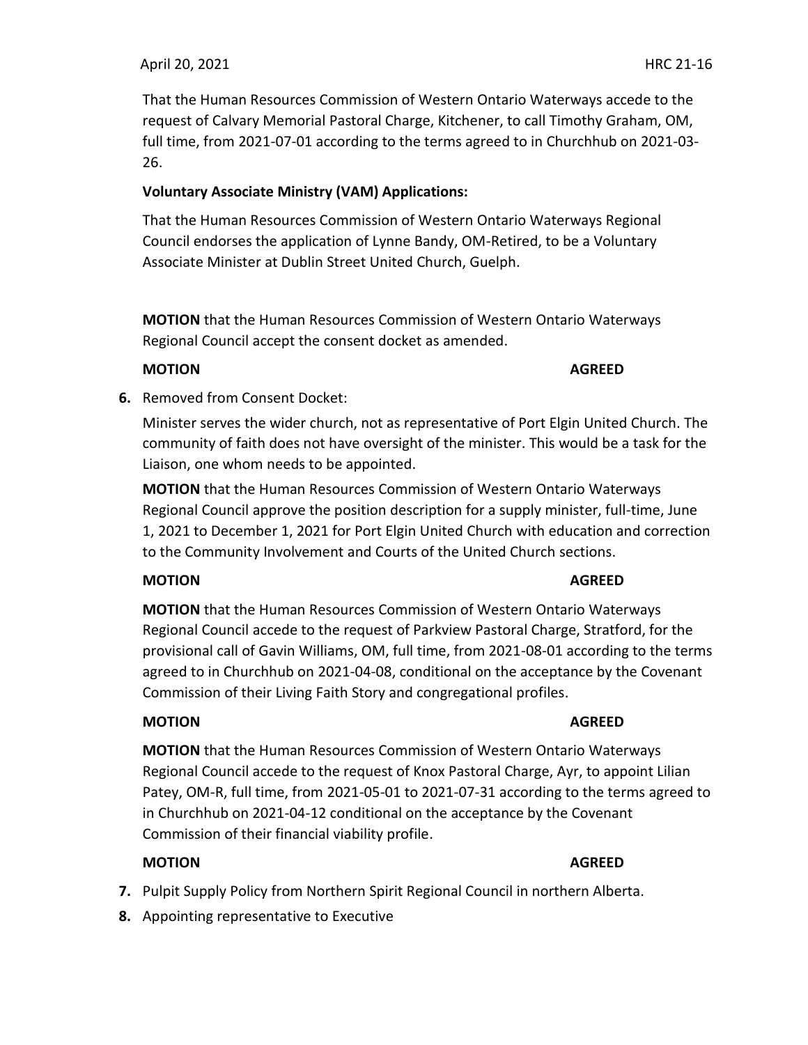That the Human Resources Commission of Western Ontario Waterways accede to the request of Calvary Memorial Pastoral Charge, Kitchener, to call Timothy Graham, OM, full time, from 2021-07-01 according to the terms agreed to in Churchhub on 2021-03-26.

**Voluntary Associate Ministry (VAM) Applications:**

That the Human Resources Commission of Western Ontario Waterways Regional Council endorses the application of Lynne Bandy, OM-Retired, to be a Voluntary Associate Minister at Dublin Street United Church, Guelph.

**MOTION** that the Human Resources Commission of Western Ontario Waterways Regional Council accept the consent docket as amended.

**MOTION** **AGREED**

**6.** Removed from Consent Docket:

Minister serves the wider church, not as representative of Port Elgin United Church. The community of faith does not have oversight of the minister. This would be a task for the Liaison, one whom needs to be appointed.

**MOTION** that the Human Resources Commission of Western Ontario Waterways Regional Council approve the position description for a supply minister, full-time, June 1, 2021 to December 1, 2021 for Port Elgin United Church with education and correction to the Community Involvement and Courts of the United Church sections.

**MOTION** **AGREED**

**MOTION** that the Human Resources Commission of Western Ontario Waterways Regional Council accede to the request of Parkview Pastoral Charge, Stratford, for the provisional call of Gavin Williams, OM, full time, from 2021-08-01 according to the terms agreed to in Churchhub on 2021-04-08, conditional on the acceptance by the Covenant Commission of their Living Faith Story and congregational profiles.

**MOTION** **AGREED**

**MOTION** that the Human Resources Commission of Western Ontario Waterways Regional Council accede to the request of Knox Pastoral Charge, Ayr, to appoint Lilian Patey, OM-R, full time, from 2021-05-01 to 2021-07-31 according to the terms agreed to in Churchhub on 2021-04-12 conditional on the acceptance by the Covenant Commission of their financial viability profile.

**MOTION** **AGREED**

**7.** Pulpit Supply Policy from Northern Spirit Regional Council in northern Alberta.

**8.** Appointing representative to Executive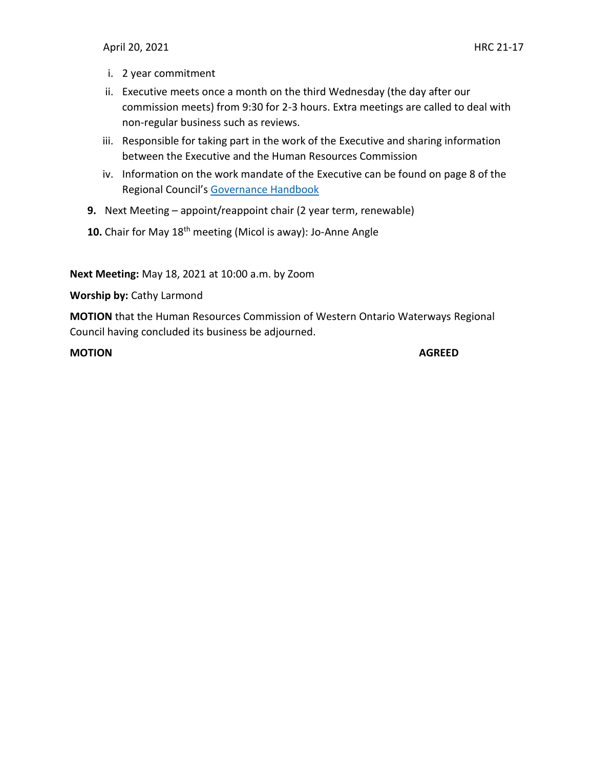i. 2 year commitment
ii. Executive meets once a month on the third Wednesday (the day after our commission meets) from 9:30 for 2-3 hours. Extra meetings are called to deal with non-regular business such as reviews.
iii. Responsible for taking part in the work of the Executive and sharing information between the Executive and the Human Resources Commission
iv. Information on the work mandate of the Executive can be found on page 8 of the Regional Council's Governance Handbook

**9.** Next Meeting – appoint/reappoint chair (2 year term, renewable)

**10.** Chair for May 18th meeting (Micol is away): Jo-Anne Angle

**Next Meeting:** May 18, 2021 at 10:00 a.m. by Zoom

**Worship by:** Cathy Larmond

**MOTION** that the Human Resources Commission of Western Ontario Waterways Regional Council having concluded its business be adjourned.

**MOTION** **AGREED**